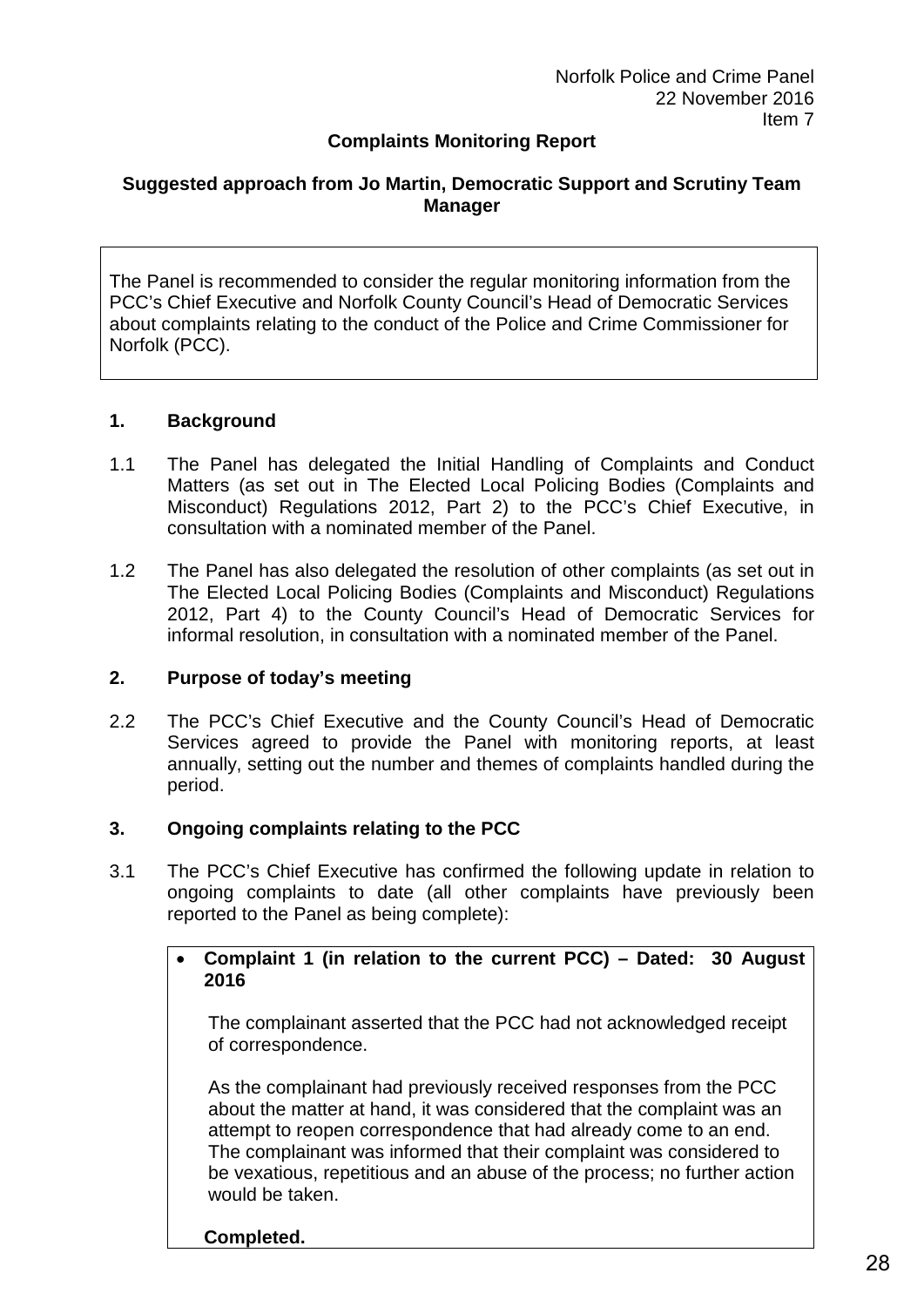Norfolk Police and Crime Panel
22 November 2016
Item 7

**Complaints Monitoring Report**

**Suggested approach from Jo Martin, Democratic Support and Scrutiny Team Manager**

The Panel is recommended to consider the regular monitoring information from the PCC's Chief Executive and Norfolk County Council's Head of Democratic Services about complaints relating to the conduct of the Police and Crime Commissioner for Norfolk (PCC).

## 1. Background

1.1 The Panel has delegated the Initial Handling of Complaints and Conduct Matters (as set out in The Elected Local Policing Bodies (Complaints and Misconduct) Regulations 2012, Part 2) to the PCC's Chief Executive, in consultation with a nominated member of the Panel.

1.2 The Panel has also delegated the resolution of other complaints (as set out in The Elected Local Policing Bodies (Complaints and Misconduct) Regulations 2012, Part 4) to the County Council's Head of Democratic Services for informal resolution, in consultation with a nominated member of the Panel.

## 2. Purpose of today's meeting

2.2 The PCC's Chief Executive and the County Council's Head of Democratic Services agreed to provide the Panel with monitoring reports, at least annually, setting out the number and themes of complaints handled during the period.

## 3. Ongoing complaints relating to the PCC

3.1 The PCC's Chief Executive has confirmed the following update in relation to ongoing complaints to date (all other complaints have previously been reported to the Panel as being complete):

- **Complaint 1 (in relation to the current PCC) – Dated: 30 August 2016**

  The complainant asserted that the PCC had not acknowledged receipt of correspondence.

  As the complainant had previously received responses from the PCC about the matter at hand, it was considered that the complaint was an attempt to reopen correspondence that had already come to an end. The complainant was informed that their complaint was considered to be vexatious, repetitious and an abuse of the process; no further action would be taken.

  **Completed.**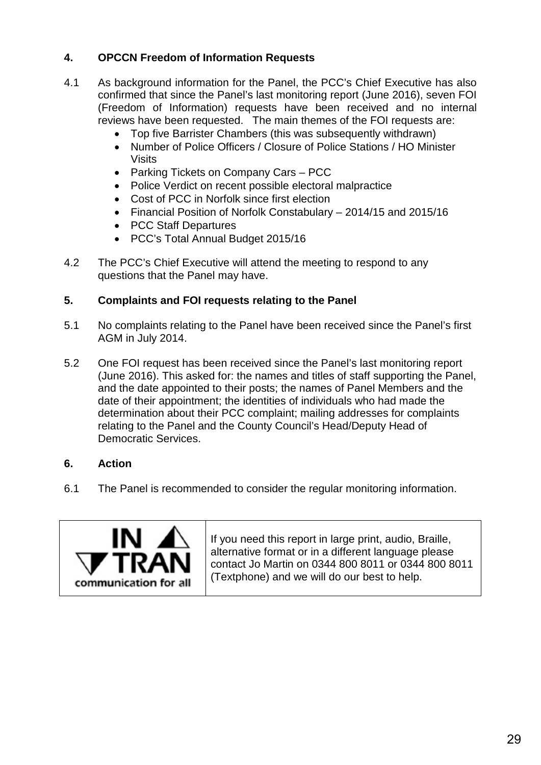## 4. OPCCN Freedom of Information Requests

4.1 As background information for the Panel, the PCC's Chief Executive has also confirmed that since the Panel's last monitoring report (June 2016), seven FOI (Freedom of Information) requests have been received and no internal reviews have been requested. The main themes of the FOI requests are:

- Top five Barrister Chambers (this was subsequently withdrawn)
- Number of Police Officers / Closure of Police Stations / HO Minister Visits
- Parking Tickets on Company Cars – PCC
- Police Verdict on recent possible electoral malpractice
- Cost of PCC in Norfolk since first election
- Financial Position of Norfolk Constabulary – 2014/15 and 2015/16
- PCC Staff Departures
- PCC's Total Annual Budget 2015/16

4.2 The PCC's Chief Executive will attend the meeting to respond to any questions that the Panel may have.

## 5. Complaints and FOI requests relating to the Panel

5.1 No complaints relating to the Panel have been received since the Panel's first AGM in July 2014.

5.2 One FOI request has been received since the Panel's last monitoring report (June 2016). This asked for: the names and titles of staff supporting the Panel, and the date appointed to their posts; the names of Panel Members and the date of their appointment; the identities of individuals who had made the determination about their PCC complaint; mailing addresses for complaints relating to the Panel and the County Council's Head/Deputy Head of Democratic Services.

## 6. Action

6.1 The Panel is recommended to consider the regular monitoring information.

| | |
|---|---|
| IN TRAN communication for all | If you need this report in large print, audio, Braille, alternative format or in a different language please contact Jo Martin on 0344 800 8011 or 0344 800 8011 (Textphone) and we will do our best to help. |